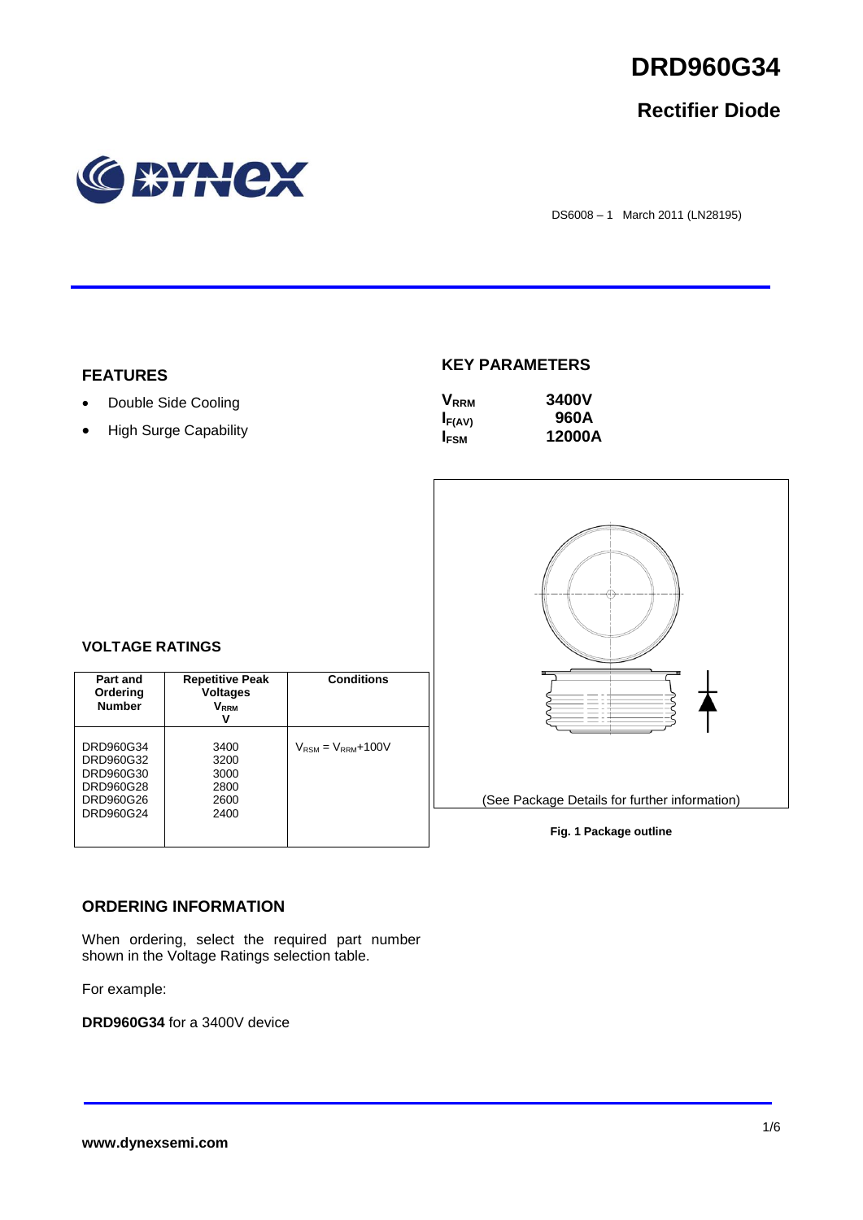# DRD960G34

## Rectifier Diode

DS6008 – 1 March 2011 (LN28195)

### FEATURES

- Double Side Cooling
- High Surge Capability

### KEY PARAMETERS

| | |
|---|---|
| $V_{RRM}$ | 3400V |
| $I_{F(AV)}$ | 960A |
| $I_{FSM}$ | 12000A |

### VOLTAGE RATINGS

| Part and Ordering Number | Repetitive Peak Voltages $V_{RRM}$ V | Conditions |
|---|---|---|
| DRD960G34<br>DRD960G32<br>DRD960G30<br>DRD960G28<br>DRD960G26<br>DRD960G24 | 3400<br>3200<br>3000<br>2800<br>2600<br>2400 | $V_{RSM} = V_{RRM}$+100V |

(See Package Details for further information)

**Fig. 1 Package outline**

### ORDERING INFORMATION

When ordering, select the required part number shown in the Voltage Ratings selection table.

For example:

**DRD960G34** for a 3400V device

**www.dynexsemi.com**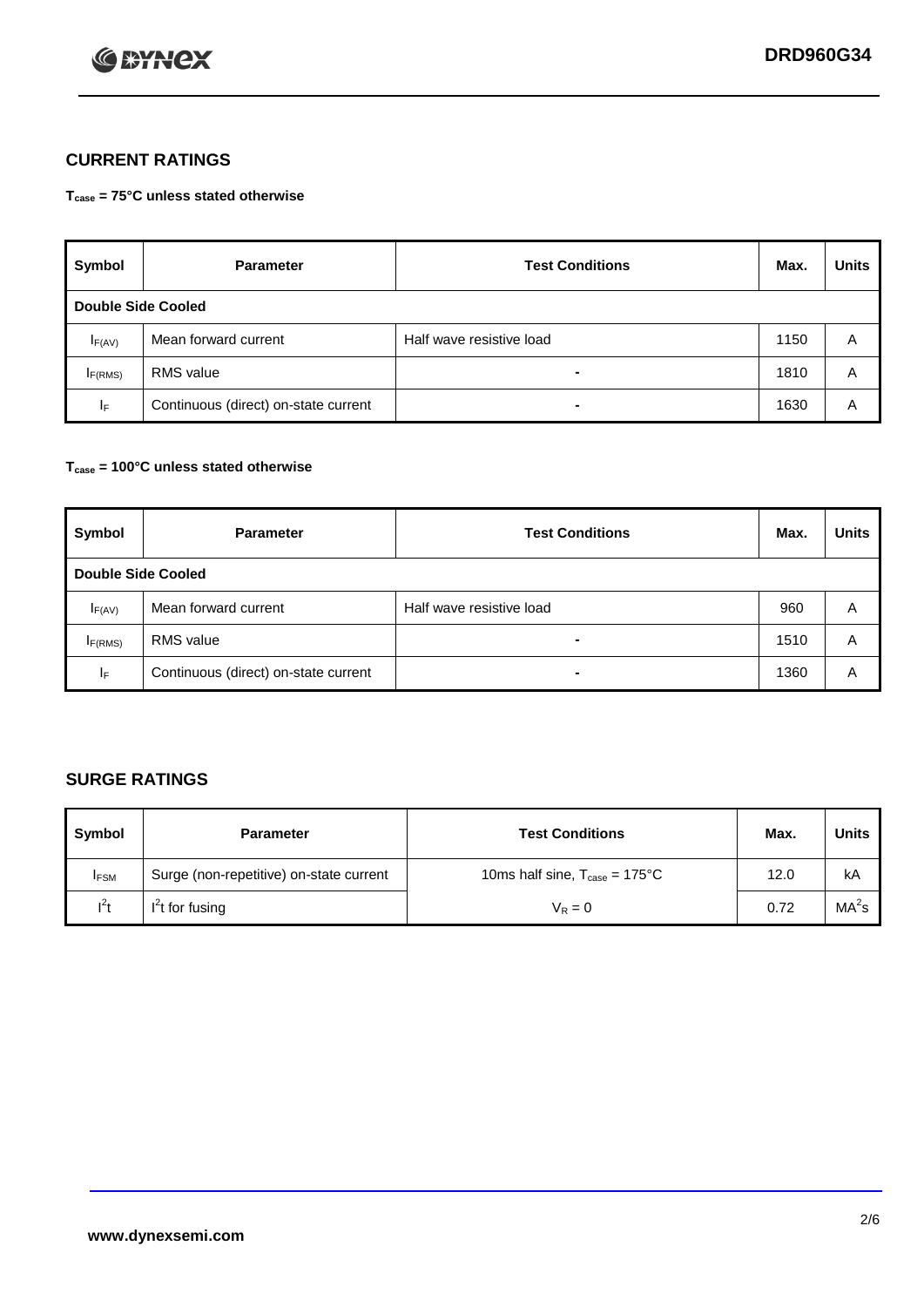## CURRENT RATINGS

**$T_{case}$ = 75°C unless stated otherwise**

| Symbol | Parameter | Test Conditions | Max. | Units |
|---|---|---|---|---|
| **Double Side Cooled** | | | | |
| $I_{F(AV)}$ | Mean forward current | Half wave resistive load | 1150 | A |
| $I_{F(RMS)}$ | RMS value | - | 1810 | A |
| $I_F$ | Continuous (direct) on-state current | - | 1630 | A |

**$T_{case}$ = 100°C unless stated otherwise**

| Symbol | Parameter | Test Conditions | Max. | Units |
|---|---|---|---|---|
| **Double Side Cooled** | | | | |
| $I_{F(AV)}$ | Mean forward current | Half wave resistive load | 960 | A |
| $I_{F(RMS)}$ | RMS value | - | 1510 | A |
| $I_F$ | Continuous (direct) on-state current | - | 1360 | A |

## SURGE RATINGS

| Symbol | Parameter | Test Conditions | Max. | Units |
|---|---|---|---|---|
| $I_{FSM}$ | Surge (non-repetitive) on-state current | 10ms half sine, $T_{case}$ = 175°C | 12.0 | kA |
| $I^2t$ | $I^2t$ for fusing | $V_R = 0$ | 0.72 | $MA^2s$ |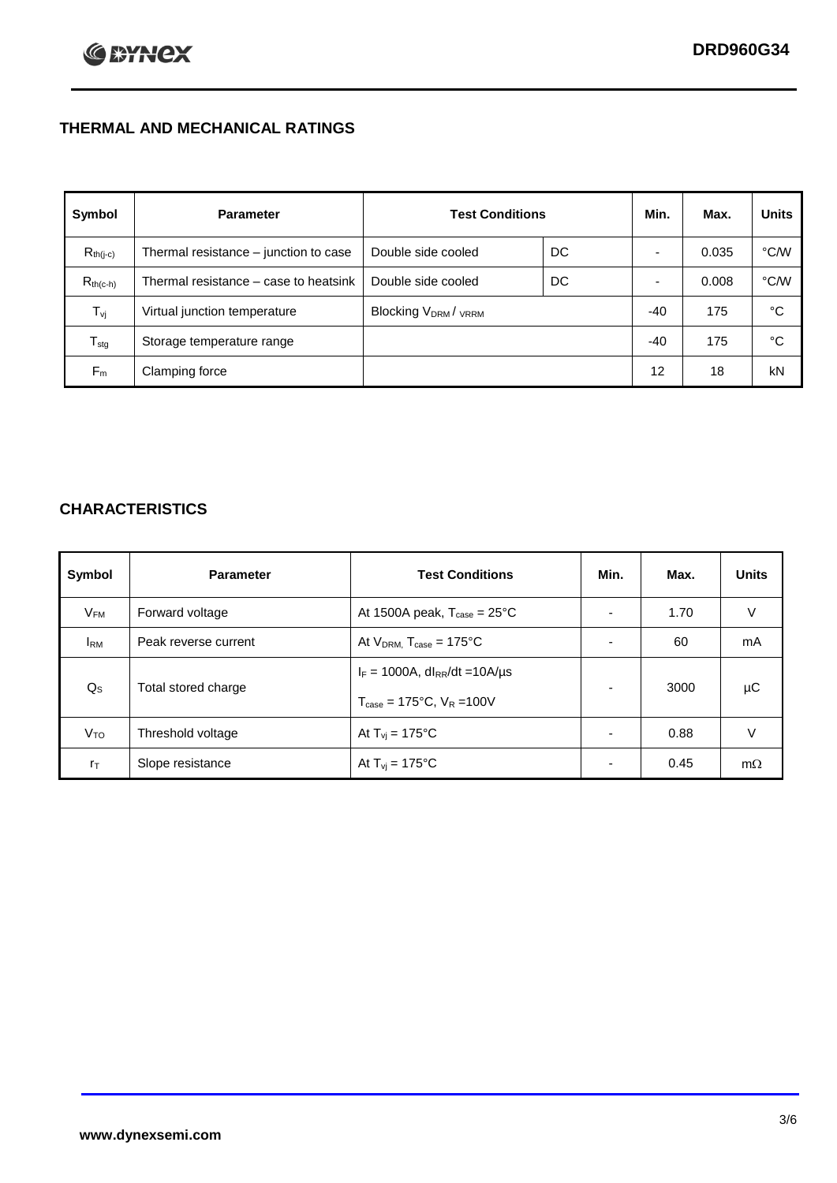## THERMAL AND MECHANICAL RATINGS

| Symbol | Parameter | Test Conditions | | Min. | Max. | Units |
|---|---|---|---|---|---|---|
| $R_{th(j-c)}$ | Thermal resistance – junction to case | Double side cooled | DC | - | 0.035 | °C/W |
| $R_{th(c-h)}$ | Thermal resistance – case to heatsink | Double side cooled | DC | - | 0.008 | °C/W |
| $T_{vj}$ | Virtual junction temperature | Blocking $V_{DRM}$ / $V_{RRM}$ | | -40 | 175 | °C |
| $T_{stg}$ | Storage temperature range | | | -40 | 175 | °C |
| $F_m$ | Clamping force | | | 12 | 18 | kN |

## CHARACTERISTICS

| Symbol | Parameter | Test Conditions | Min. | Max. | Units |
|---|---|---|---|---|---|
| $V_{FM}$ | Forward voltage | At 1500A peak, $T_{case}$ = 25°C | - | 1.70 | V |
| $I_{RM}$ | Peak reverse current | At $V_{DRM}$, $T_{case}$ = 175°C | - | 60 | mA |
| $Q_S$ | Total stored charge | $I_F$ = 1000A, $dI_{RR}/dt$ = 10A/µs<br>$T_{case}$ = 175°C, $V_R$ = 100V | - | 3000 | µC |
| $V_{TO}$ | Threshold voltage | At $T_{vj}$ = 175°C | - | 0.88 | V |
| $r_T$ | Slope resistance | At $T_{vj}$ = 175°C | - | 0.45 | mΩ |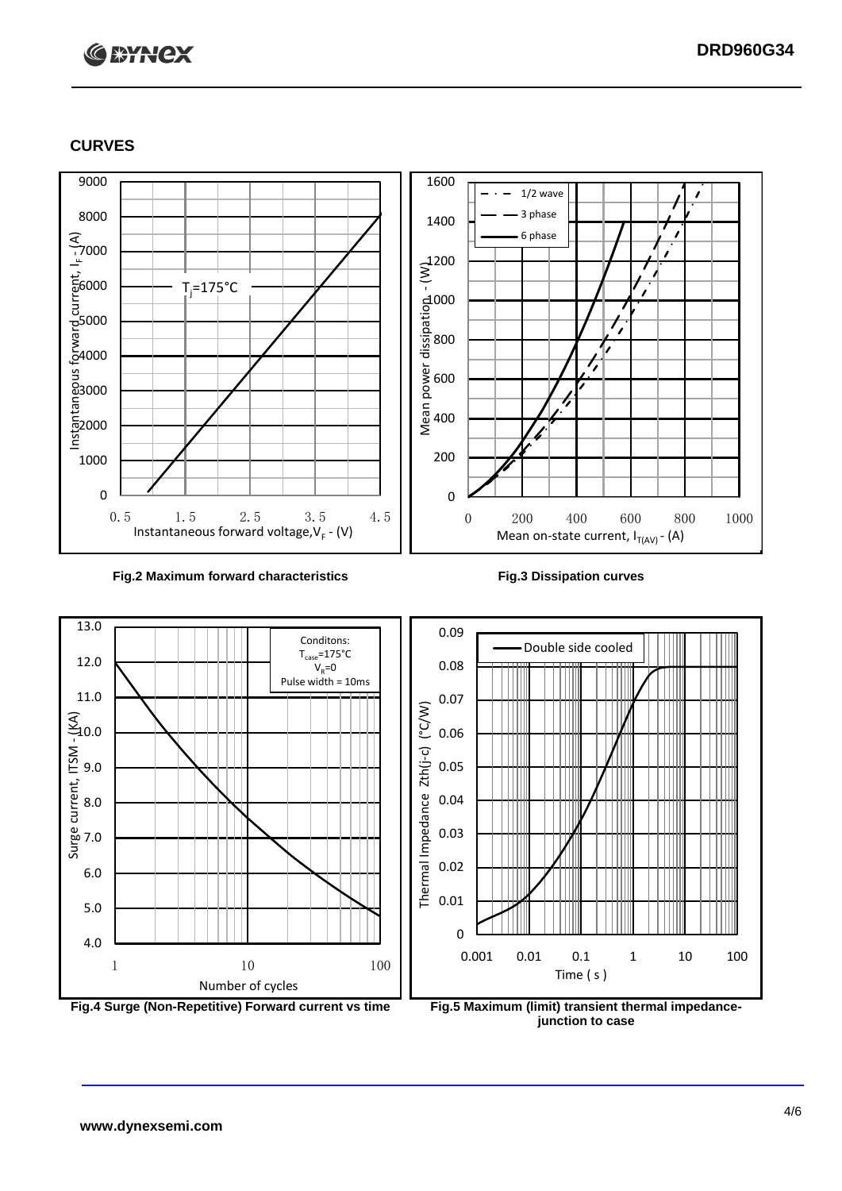## CURVES

Fig.2 Maximum forward characteristics

Fig.3 Dissipation curves

Fig.4 Surge (Non-Repetitive) Forward current vs time

Fig.5 Maximum (limit) transient thermal impedance-junction to case

www.dynexsemi.com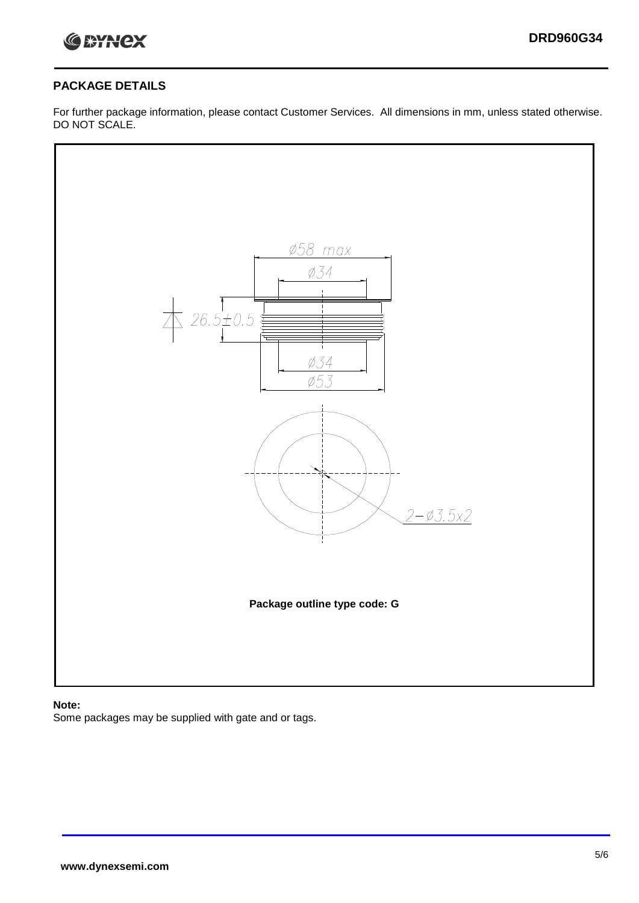## PACKAGE DETAILS

For further package information, please contact Customer Services. All dimensions in mm, unless stated otherwise. DO NOT SCALE.

Ø58 max

Ø34

26.5±0.5

Ø34

Ø53

2−Ø3.5x2

**Package outline type code: G**

**Note:**

Some packages may be supplied with gate and or tags.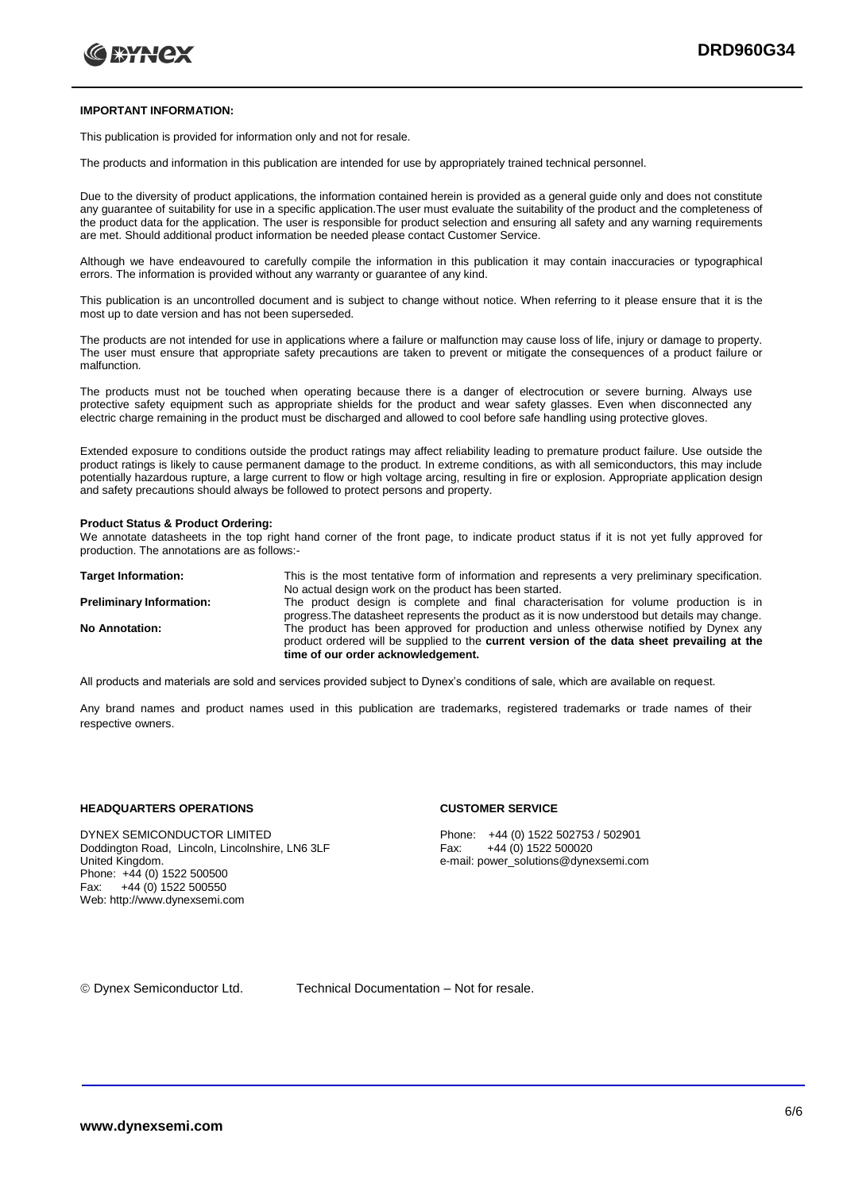**IMPORTANT INFORMATION:**

This publication is provided for information only and not for resale.

The products and information in this publication are intended for use by appropriately trained technical personnel.

Due to the diversity of product applications, the information contained herein is provided as a general guide only and does not constitute any guarantee of suitability for use in a specific application.The user must evaluate the suitability of the product and the completeness of the product data for the application. The user is responsible for product selection and ensuring all safety and any warning requirements are met. Should additional product information be needed please contact Customer Service.

Although we have endeavoured to carefully compile the information in this publication it may contain inaccuracies or typographical errors. The information is provided without any warranty or guarantee of any kind.

This publication is an uncontrolled document and is subject to change without notice. When referring to it please ensure that it is the most up to date version and has not been superseded.

The products are not intended for use in applications where a failure or malfunction may cause loss of life, injury or damage to property. The user must ensure that appropriate safety precautions are taken to prevent or mitigate the consequences of a product failure or malfunction.

The products must not be touched when operating because there is a danger of electrocution or severe burning. Always use protective safety equipment such as appropriate shields for the product and wear safety glasses. Even when disconnected any electric charge remaining in the product must be discharged and allowed to cool before safe handling using protective gloves.

Extended exposure to conditions outside the product ratings may affect reliability leading to premature product failure. Use outside the product ratings is likely to cause permanent damage to the product. In extreme conditions, as with all semiconductors, this may include potentially hazardous rupture, a large current to flow or high voltage arcing, resulting in fire or explosion. Appropriate application design and safety precautions should always be followed to protect persons and property.

**Product Status & Product Ordering:**

We annotate datasheets in the top right hand corner of the front page, to indicate product status if it is not yet fully approved for production. The annotations are as follows:-

| | |
|---|---|
| **Target Information:** | This is the most tentative form of information and represents a very preliminary specification. No actual design work on the product has been started. |
| **Preliminary Information:** | The product design is complete and final characterisation for volume production is in progress.The datasheet represents the product as it is now understood but details may change. |
| **No Annotation:** | The product has been approved for production and unless otherwise notified by Dynex any product ordered will be supplied to the **current version of the data sheet prevailing at the time of our order acknowledgement.** |

All products and materials are sold and services provided subject to Dynex's conditions of sale, which are available on request.

Any brand names and product names used in this publication are trademarks, registered trademarks or trade names of their respective owners.

**HEADQUARTERS OPERATIONS**

DYNEX SEMICONDUCTOR LIMITED
Doddington Road, Lincoln, Lincolnshire, LN6 3LF
United Kingdom.
Phone: +44 (0) 1522 500500
Fax: +44 (0) 1522 500550
Web: http://www.dynexsemi.com

**CUSTOMER SERVICE**

Phone: +44 (0) 1522 502753 / 502901
Fax: +44 (0) 1522 500020
e-mail: power_solutions@dynexsemi.com

© Dynex Semiconductor Ltd. Technical Documentation – Not for resale.